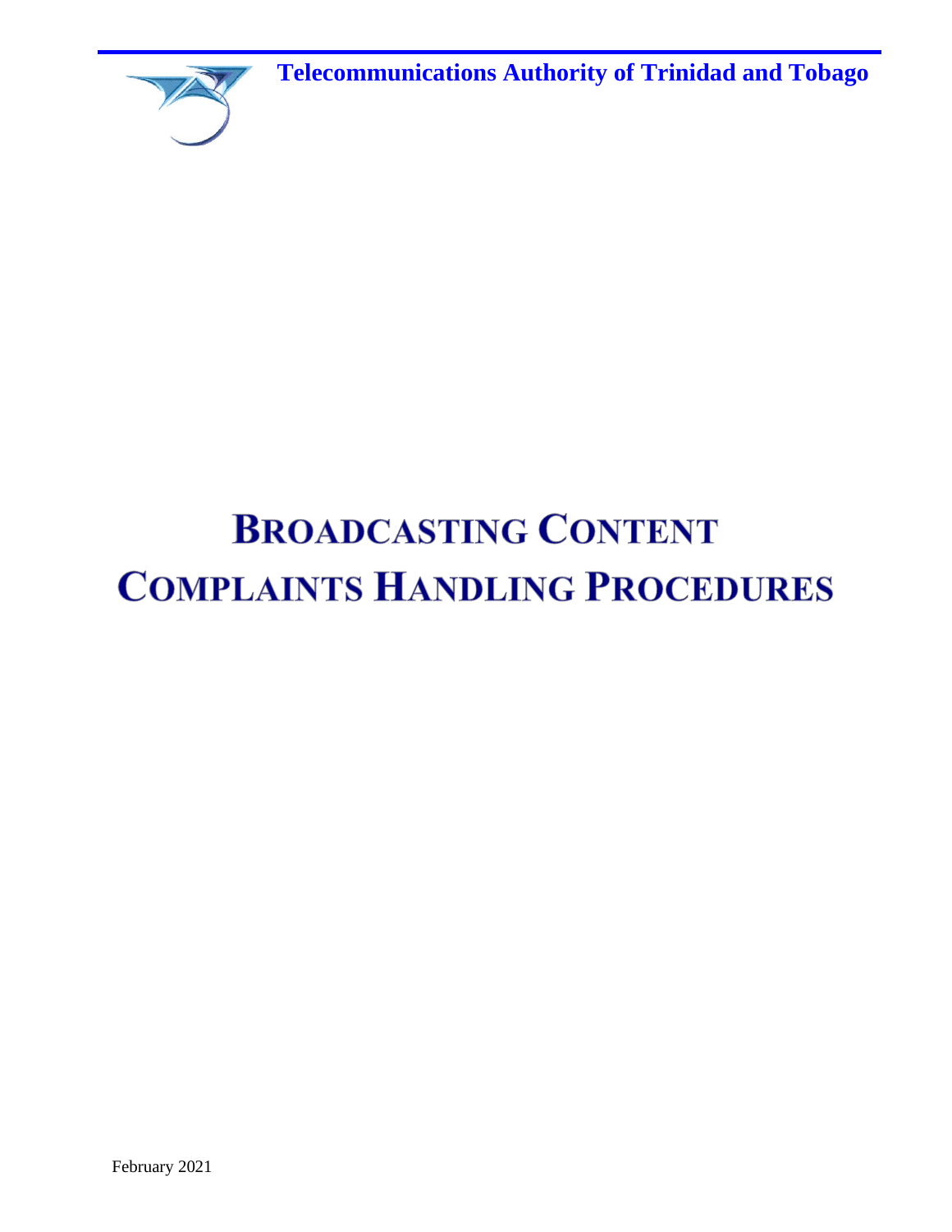**Telecommunications Authority of Trinidad and Tobago**

# BROADCASTING CONTENT COMPLAINTS HANDLING PROCEDURES

February 2021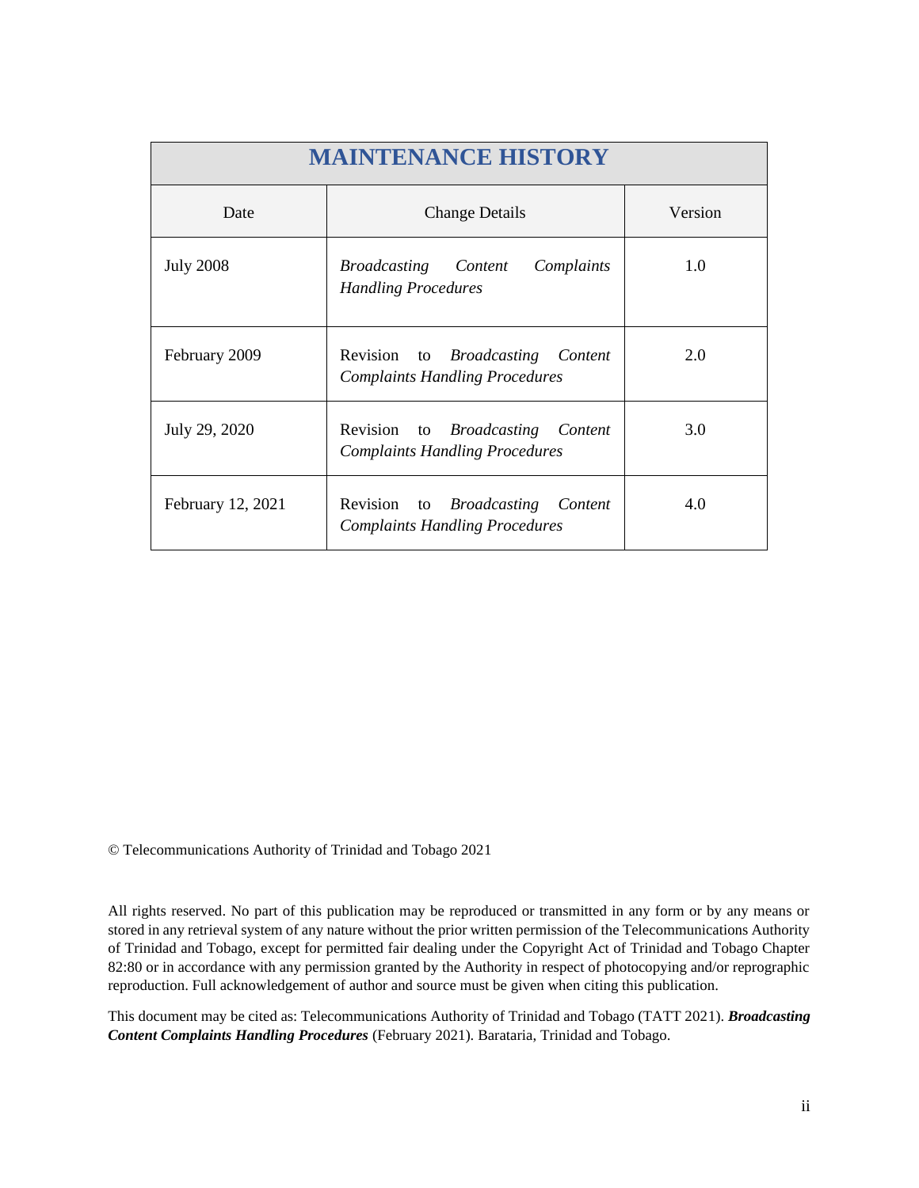| MAINTENANCE HISTORY | | |
|---|---|---|
| Date | Change Details | Version |
| July 2008 | *Broadcasting Content Complaints Handling Procedures* | 1.0 |
| February 2009 | Revision to *Broadcasting Content Complaints Handling Procedures* | 2.0 |
| July 29, 2020 | Revision to *Broadcasting Content Complaints Handling Procedures* | 3.0 |
| February 12, 2021 | Revision to *Broadcasting Content Complaints Handling Procedures* | 4.0 |

© Telecommunications Authority of Trinidad and Tobago 2021

All rights reserved. No part of this publication may be reproduced or transmitted in any form or by any means or stored in any retrieval system of any nature without the prior written permission of the Telecommunications Authority of Trinidad and Tobago, except for permitted fair dealing under the Copyright Act of Trinidad and Tobago Chapter 82:80 or in accordance with any permission granted by the Authority in respect of photocopying and/or reprographic reproduction. Full acknowledgement of author and source must be given when citing this publication.

This document may be cited as: Telecommunications Authority of Trinidad and Tobago (TATT 2021). ***Broadcasting Content Complaints Handling Procedures*** (February 2021). Barataria, Trinidad and Tobago.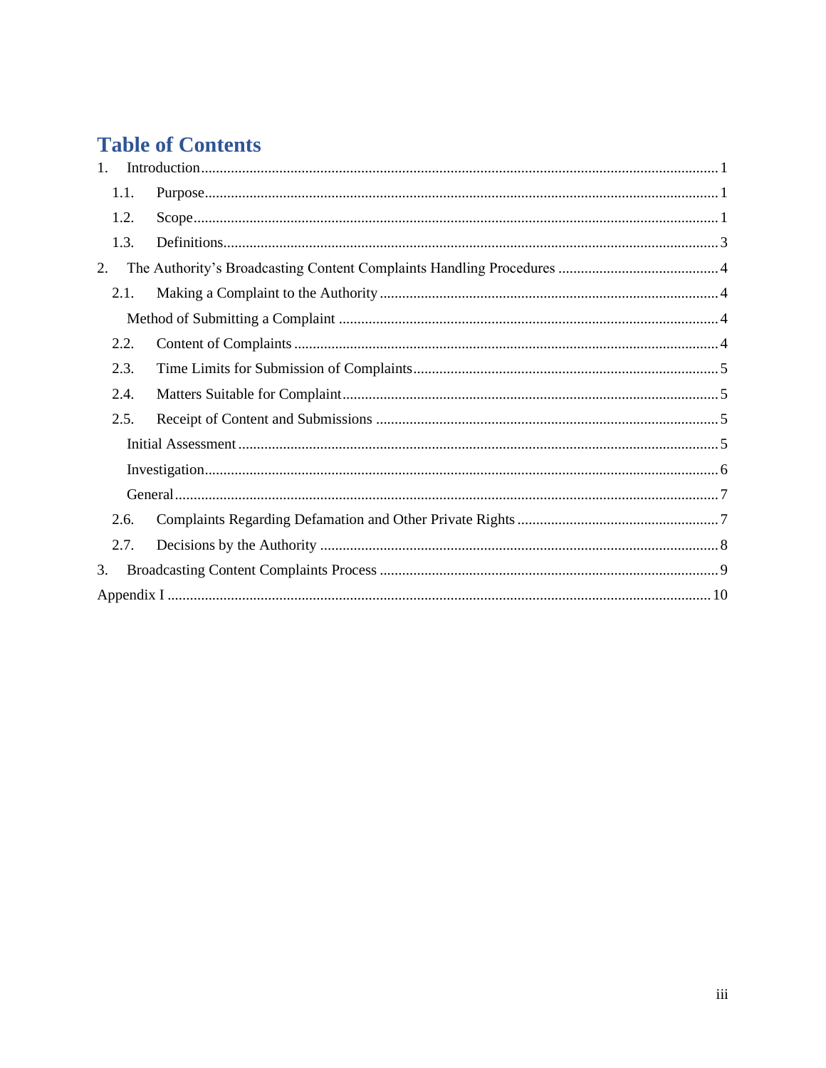# Table of Contents

1. Introduction ........ 1
   - 1.1. Purpose ........ 1
   - 1.2. Scope ........ 1
   - 1.3. Definitions ........ 3
2. The Authority's Broadcasting Content Complaints Handling Procedures ........ 4
   - 2.1. Making a Complaint to the Authority ........ 4
     - Method of Submitting a Complaint ........ 4
   - 2.2. Content of Complaints ........ 4
   - 2.3. Time Limits for Submission of Complaints ........ 5
   - 2.4. Matters Suitable for Complaint ........ 5
   - 2.5. Receipt of Content and Submissions ........ 5
     - Initial Assessment ........ 5
     - Investigation ........ 6
     - General ........ 7
   - 2.6. Complaints Regarding Defamation and Other Private Rights ........ 7
   - 2.7. Decisions by the Authority ........ 8
3. Broadcasting Content Complaints Process ........ 9

Appendix I ........ 10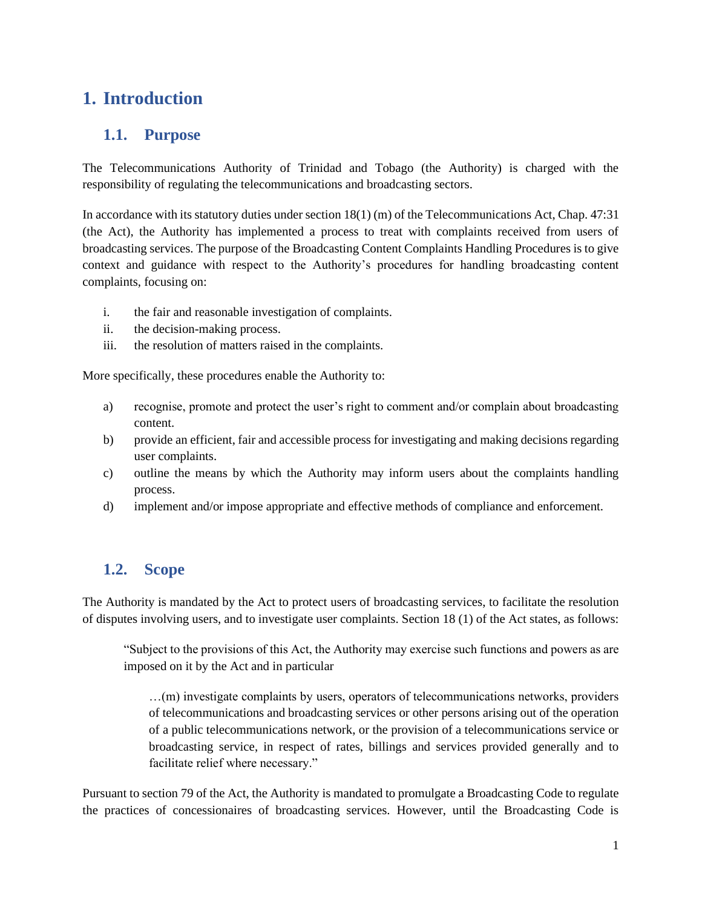# 1. Introduction

## 1.1. Purpose

The Telecommunications Authority of Trinidad and Tobago (the Authority) is charged with the responsibility of regulating the telecommunications and broadcasting sectors.

In accordance with its statutory duties under section 18(1) (m) of the Telecommunications Act, Chap. 47:31 (the Act), the Authority has implemented a process to treat with complaints received from users of broadcasting services. The purpose of the Broadcasting Content Complaints Handling Procedures is to give context and guidance with respect to the Authority's procedures for handling broadcasting content complaints, focusing on:

i. the fair and reasonable investigation of complaints.
ii. the decision-making process.
iii. the resolution of matters raised in the complaints.

More specifically, these procedures enable the Authority to:

a) recognise, promote and protect the user's right to comment and/or complain about broadcasting content.
b) provide an efficient, fair and accessible process for investigating and making decisions regarding user complaints.
c) outline the means by which the Authority may inform users about the complaints handling process.
d) implement and/or impose appropriate and effective methods of compliance and enforcement.

## 1.2. Scope

The Authority is mandated by the Act to protect users of broadcasting services, to facilitate the resolution of disputes involving users, and to investigate user complaints. Section 18 (1) of the Act states, as follows:

> "Subject to the provisions of this Act, the Authority may exercise such functions and powers as are imposed on it by the Act and in particular
>
> > …(m) investigate complaints by users, operators of telecommunications networks, providers of telecommunications and broadcasting services or other persons arising out of the operation of a public telecommunications network, or the provision of a telecommunications service or broadcasting service, in respect of rates, billings and services provided generally and to facilitate relief where necessary."

Pursuant to section 79 of the Act, the Authority is mandated to promulgate a Broadcasting Code to regulate the practices of concessionaires of broadcasting services. However, until the Broadcasting Code is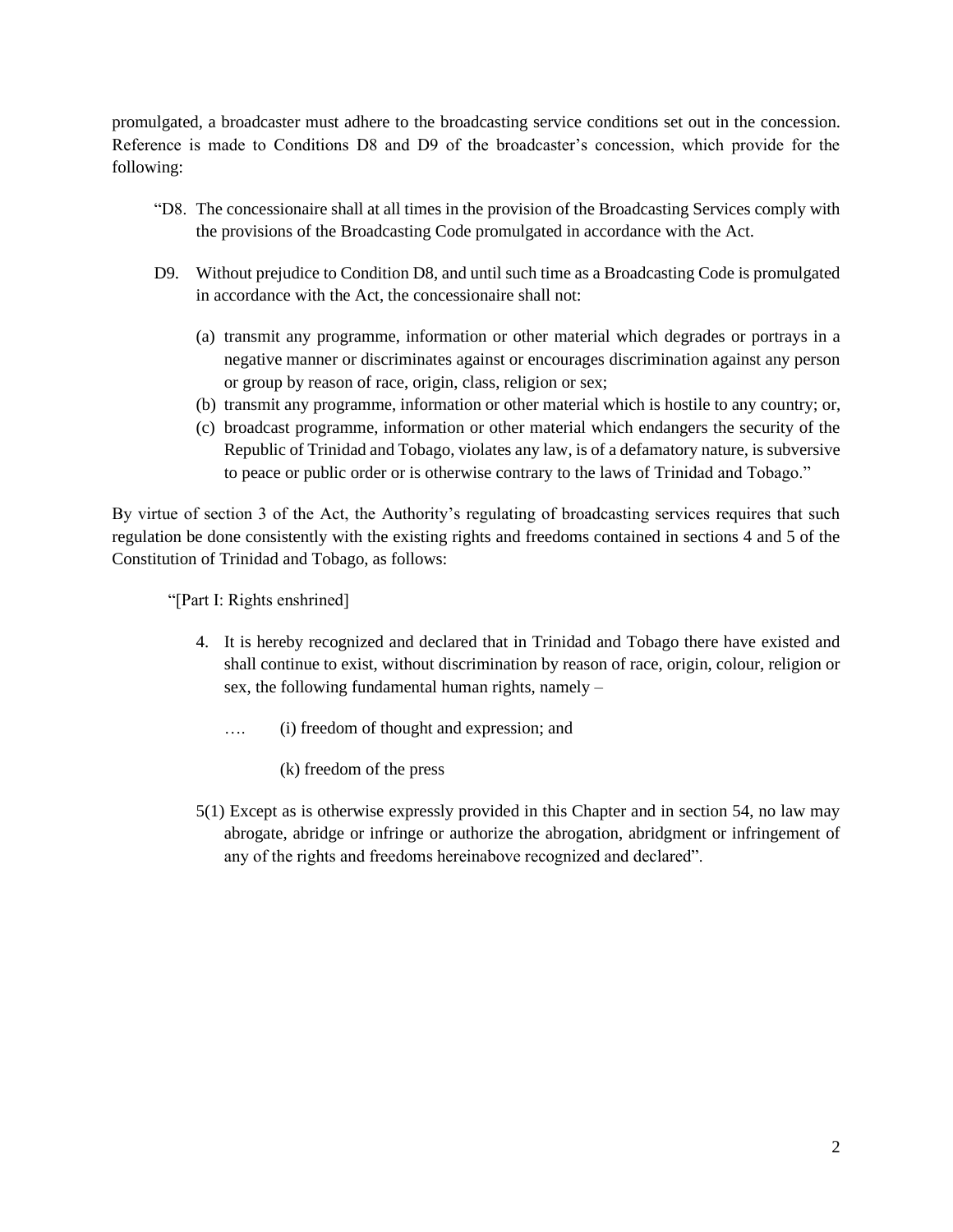promulgated, a broadcaster must adhere to the broadcasting service conditions set out in the concession. Reference is made to Conditions D8 and D9 of the broadcaster's concession, which provide for the following:

> "D8. The concessionaire shall at all times in the provision of the Broadcasting Services comply with the provisions of the Broadcasting Code promulgated in accordance with the Act.
>
> D9. Without prejudice to Condition D8, and until such time as a Broadcasting Code is promulgated in accordance with the Act, the concessionaire shall not:
>
> (a) transmit any programme, information or other material which degrades or portrays in a negative manner or discriminates against or encourages discrimination against any person or group by reason of race, origin, class, religion or sex;
>
> (b) transmit any programme, information or other material which is hostile to any country; or,
>
> (c) broadcast programme, information or other material which endangers the security of the Republic of Trinidad and Tobago, violates any law, is of a defamatory nature, is subversive to peace or public order or is otherwise contrary to the laws of Trinidad and Tobago."

By virtue of section 3 of the Act, the Authority's regulating of broadcasting services requires that such regulation be done consistently with the existing rights and freedoms contained in sections 4 and 5 of the Constitution of Trinidad and Tobago, as follows:

> "[Part I: Rights enshrined]
>
> 4. It is hereby recognized and declared that in Trinidad and Tobago there have existed and shall continue to exist, without discrimination by reason of race, origin, colour, religion or sex, the following fundamental human rights, namely –
>
> …. (i) freedom of thought and expression; and
>
> (k) freedom of the press
>
> 5(1) Except as is otherwise expressly provided in this Chapter and in section 54, no law may abrogate, abridge or infringe or authorize the abrogation, abridgment or infringement of any of the rights and freedoms hereinabove recognized and declared".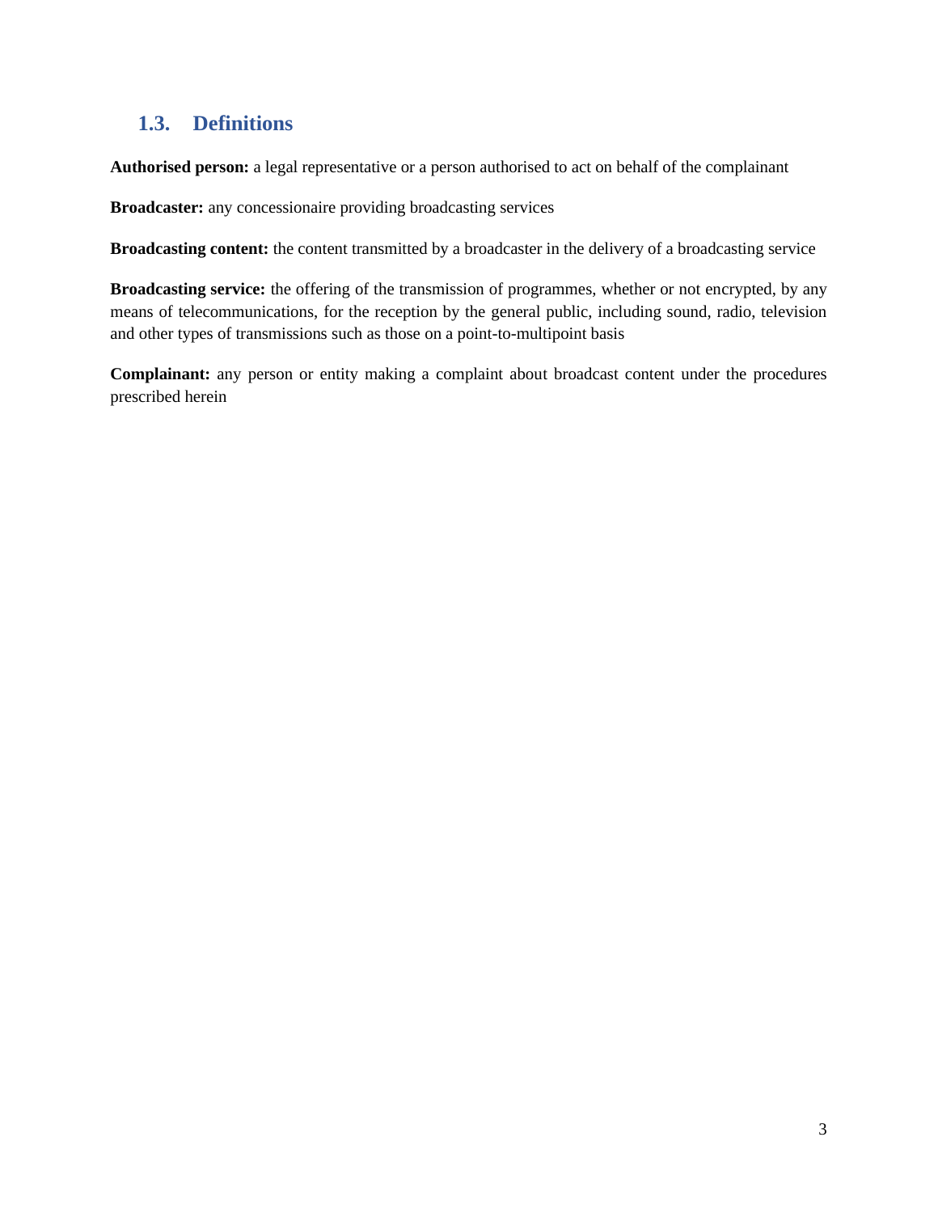## 1.3. Definitions

**Authorised person:** a legal representative or a person authorised to act on behalf of the complainant

**Broadcaster:** any concessionaire providing broadcasting services

**Broadcasting content:** the content transmitted by a broadcaster in the delivery of a broadcasting service

**Broadcasting service:** the offering of the transmission of programmes, whether or not encrypted, by any means of telecommunications, for the reception by the general public, including sound, radio, television and other types of transmissions such as those on a point-to-multipoint basis

**Complainant:** any person or entity making a complaint about broadcast content under the procedures prescribed herein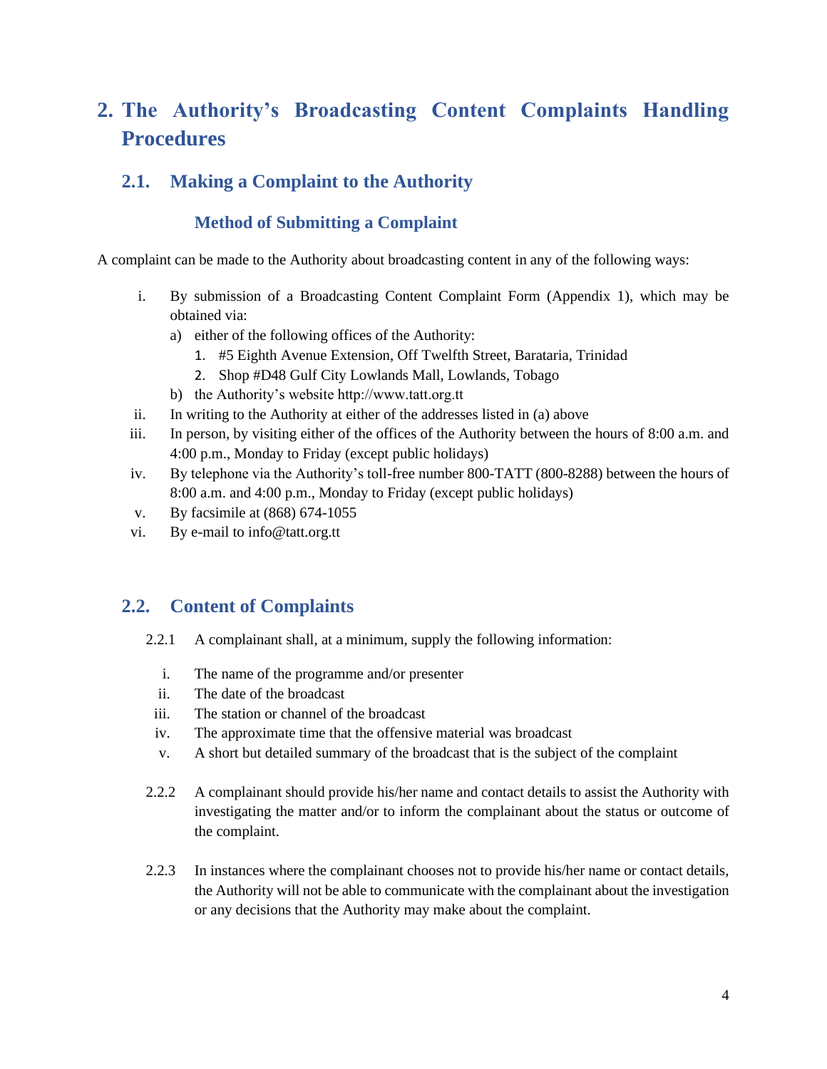# 2. The Authority's Broadcasting Content Complaints Handling Procedures

## 2.1. Making a Complaint to the Authority

### Method of Submitting a Complaint

A complaint can be made to the Authority about broadcasting content in any of the following ways:

i. By submission of a Broadcasting Content Complaint Form (Appendix 1), which may be obtained via:
   a) either of the following offices of the Authority:
      1. #5 Eighth Avenue Extension, Off Twelfth Street, Barataria, Trinidad
      2. Shop #D48 Gulf City Lowlands Mall, Lowlands, Tobago
   b) the Authority's website http://www.tatt.org.tt

ii. In writing to the Authority at either of the addresses listed in (a) above

iii. In person, by visiting either of the offices of the Authority between the hours of 8:00 a.m. and 4:00 p.m., Monday to Friday (except public holidays)

iv. By telephone via the Authority's toll-free number 800-TATT (800-8288) between the hours of 8:00 a.m. and 4:00 p.m., Monday to Friday (except public holidays)

v. By facsimile at (868) 674-1055

vi. By e-mail to info@tatt.org.tt

## 2.2. Content of Complaints

2.2.1 A complainant shall, at a minimum, supply the following information:

i. The name of the programme and/or presenter
ii. The date of the broadcast
iii. The station or channel of the broadcast
iv. The approximate time that the offensive material was broadcast
v. A short but detailed summary of the broadcast that is the subject of the complaint

2.2.2 A complainant should provide his/her name and contact details to assist the Authority with investigating the matter and/or to inform the complainant about the status or outcome of the complaint.

2.2.3 In instances where the complainant chooses not to provide his/her name or contact details, the Authority will not be able to communicate with the complainant about the investigation or any decisions that the Authority may make about the complaint.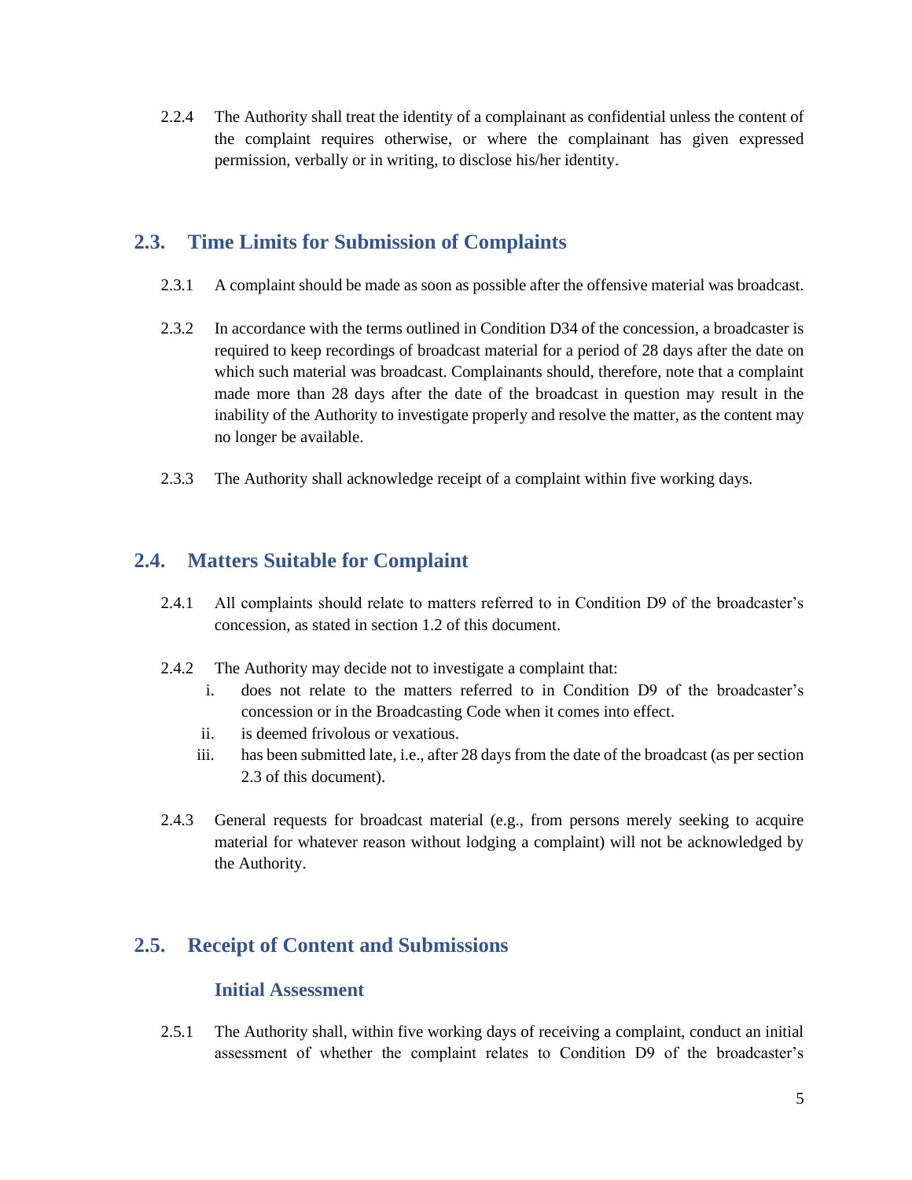2.2.4 The Authority shall treat the identity of a complainant as confidential unless the content of the complaint requires otherwise, or where the complainant has given expressed permission, verbally or in writing, to disclose his/her identity.

## 2.3. Time Limits for Submission of Complaints

2.3.1 A complaint should be made as soon as possible after the offensive material was broadcast.

2.3.2 In accordance with the terms outlined in Condition D34 of the concession, a broadcaster is required to keep recordings of broadcast material for a period of 28 days after the date on which such material was broadcast. Complainants should, therefore, note that a complaint made more than 28 days after the date of the broadcast in question may result in the inability of the Authority to investigate properly and resolve the matter, as the content may no longer be available.

2.3.3 The Authority shall acknowledge receipt of a complaint within five working days.

## 2.4. Matters Suitable for Complaint

2.4.1 All complaints should relate to matters referred to in Condition D9 of the broadcaster's concession, as stated in section 1.2 of this document.

2.4.2 The Authority may decide not to investigate a complaint that:

i. does not relate to the matters referred to in Condition D9 of the broadcaster's concession or in the Broadcasting Code when it comes into effect.

ii. is deemed frivolous or vexatious.

iii. has been submitted late, i.e., after 28 days from the date of the broadcast (as per section 2.3 of this document).

2.4.3 General requests for broadcast material (e.g., from persons merely seeking to acquire material for whatever reason without lodging a complaint) will not be acknowledged by the Authority.

## 2.5. Receipt of Content and Submissions

### Initial Assessment

2.5.1 The Authority shall, within five working days of receiving a complaint, conduct an initial assessment of whether the complaint relates to Condition D9 of the broadcaster's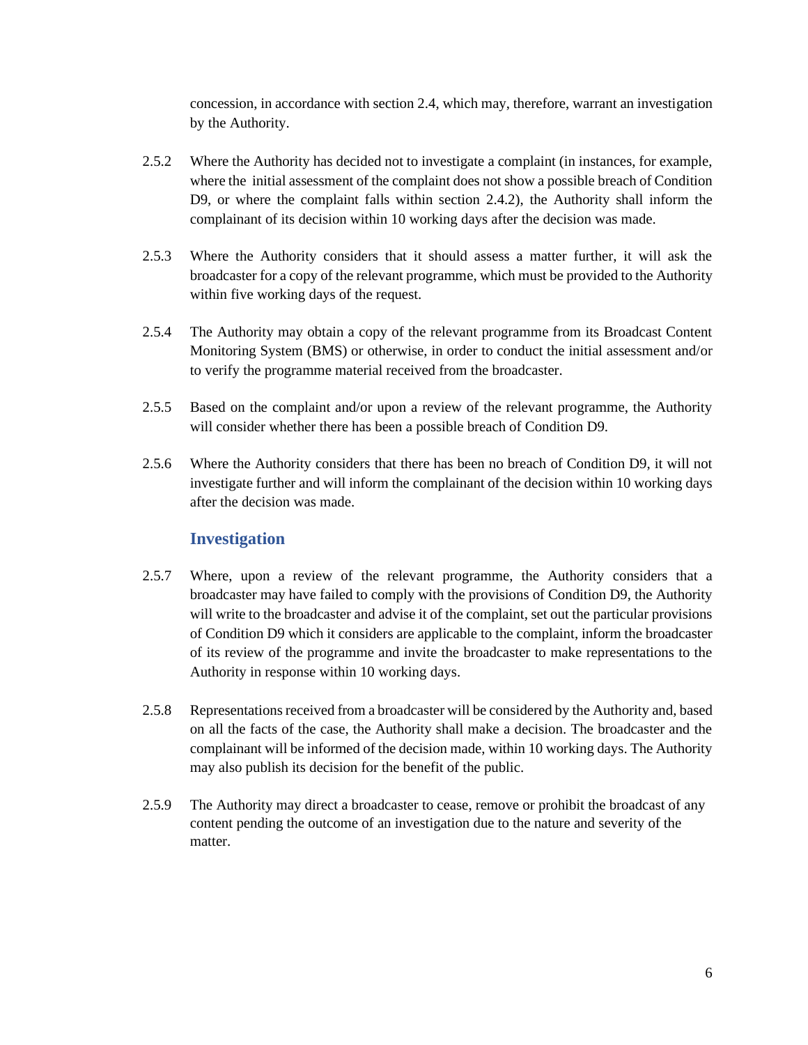concession, in accordance with section 2.4, which may, therefore, warrant an investigation by the Authority.

2.5.2 Where the Authority has decided not to investigate a complaint (in instances, for example, where the initial assessment of the complaint does not show a possible breach of Condition D9, or where the complaint falls within section 2.4.2), the Authority shall inform the complainant of its decision within 10 working days after the decision was made.

2.5.3 Where the Authority considers that it should assess a matter further, it will ask the broadcaster for a copy of the relevant programme, which must be provided to the Authority within five working days of the request.

2.5.4 The Authority may obtain a copy of the relevant programme from its Broadcast Content Monitoring System (BMS) or otherwise, in order to conduct the initial assessment and/or to verify the programme material received from the broadcaster.

2.5.5 Based on the complaint and/or upon a review of the relevant programme, the Authority will consider whether there has been a possible breach of Condition D9.

2.5.6 Where the Authority considers that there has been no breach of Condition D9, it will not investigate further and will inform the complainant of the decision within 10 working days after the decision was made.

### Investigation

2.5.7 Where, upon a review of the relevant programme, the Authority considers that a broadcaster may have failed to comply with the provisions of Condition D9, the Authority will write to the broadcaster and advise it of the complaint, set out the particular provisions of Condition D9 which it considers are applicable to the complaint, inform the broadcaster of its review of the programme and invite the broadcaster to make representations to the Authority in response within 10 working days.

2.5.8 Representations received from a broadcaster will be considered by the Authority and, based on all the facts of the case, the Authority shall make a decision. The broadcaster and the complainant will be informed of the decision made, within 10 working days. The Authority may also publish its decision for the benefit of the public.

2.5.9 The Authority may direct a broadcaster to cease, remove or prohibit the broadcast of any content pending the outcome of an investigation due to the nature and severity of the matter.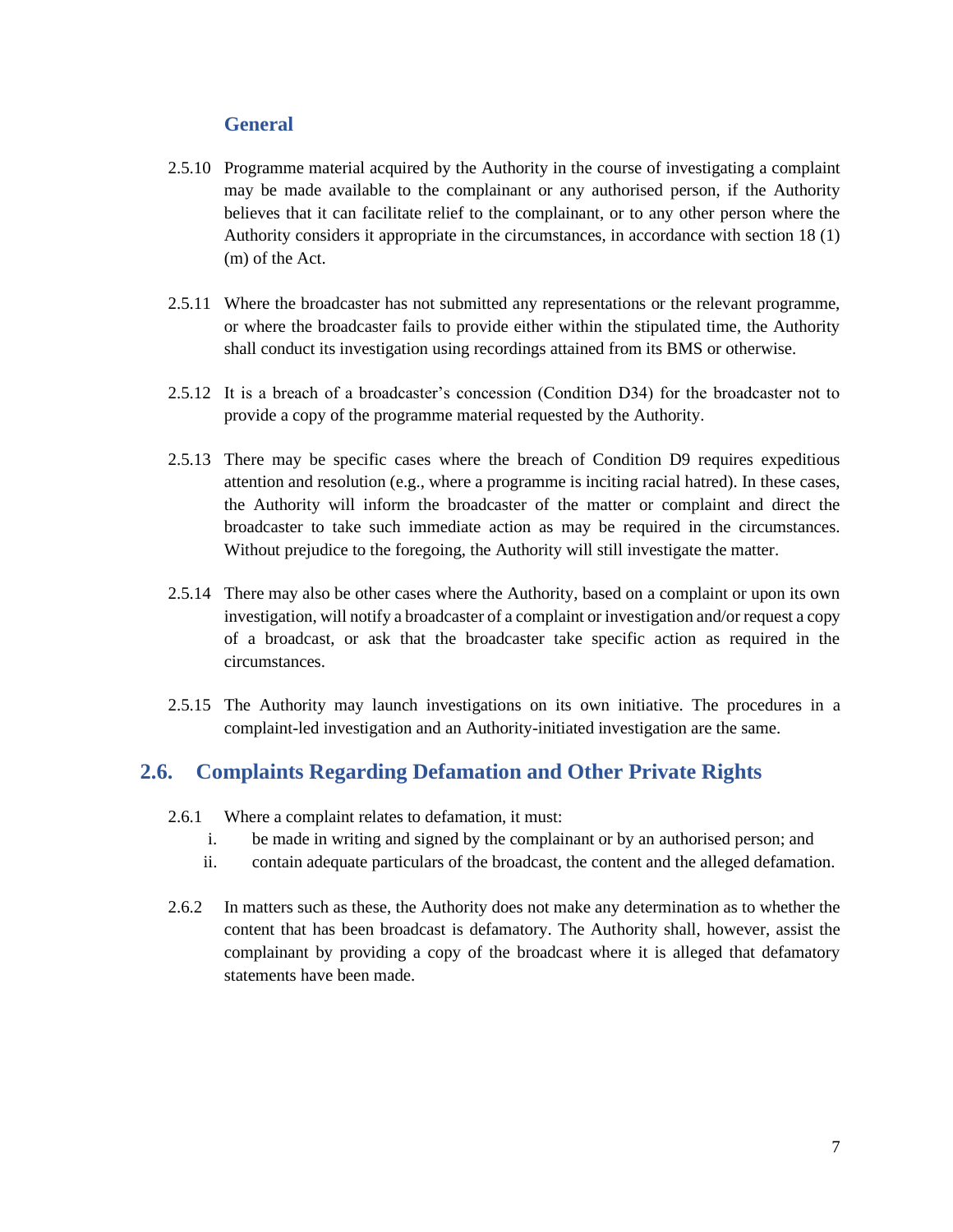### General

2.5.10 Programme material acquired by the Authority in the course of investigating a complaint may be made available to the complainant or any authorised person, if the Authority believes that it can facilitate relief to the complainant, or to any other person where the Authority considers it appropriate in the circumstances, in accordance with section 18 (1) (m) of the Act.

2.5.11 Where the broadcaster has not submitted any representations or the relevant programme, or where the broadcaster fails to provide either within the stipulated time, the Authority shall conduct its investigation using recordings attained from its BMS or otherwise.

2.5.12 It is a breach of a broadcaster's concession (Condition D34) for the broadcaster not to provide a copy of the programme material requested by the Authority.

2.5.13 There may be specific cases where the breach of Condition D9 requires expeditious attention and resolution (e.g., where a programme is inciting racial hatred). In these cases, the Authority will inform the broadcaster of the matter or complaint and direct the broadcaster to take such immediate action as may be required in the circumstances. Without prejudice to the foregoing, the Authority will still investigate the matter.

2.5.14 There may also be other cases where the Authority, based on a complaint or upon its own investigation, will notify a broadcaster of a complaint or investigation and/or request a copy of a broadcast, or ask that the broadcaster take specific action as required in the circumstances.

2.5.15 The Authority may launch investigations on its own initiative. The procedures in a complaint-led investigation and an Authority-initiated investigation are the same.

## 2.6. Complaints Regarding Defamation and Other Private Rights

2.6.1 Where a complaint relates to defamation, it must:

i. be made in writing and signed by the complainant or by an authorised person; and
ii. contain adequate particulars of the broadcast, the content and the alleged defamation.

2.6.2 In matters such as these, the Authority does not make any determination as to whether the content that has been broadcast is defamatory. The Authority shall, however, assist the complainant by providing a copy of the broadcast where it is alleged that defamatory statements have been made.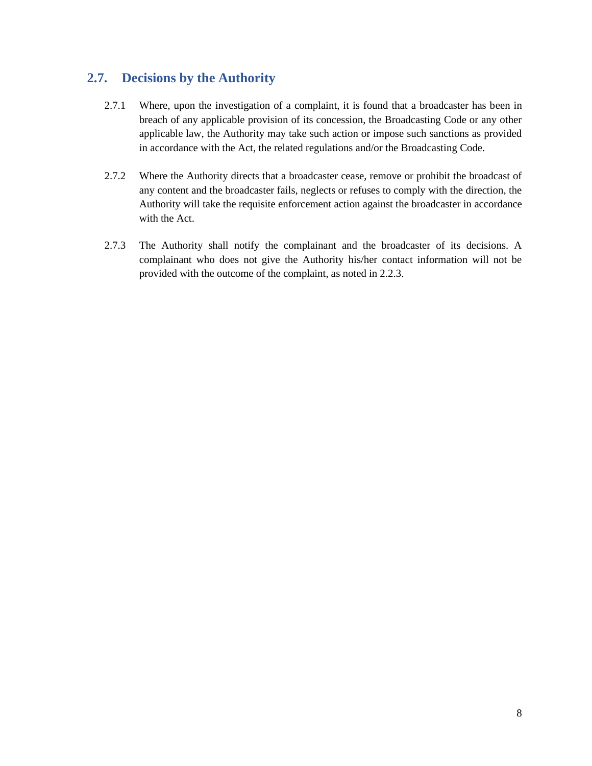## 2.7. Decisions by the Authority

2.7.1 Where, upon the investigation of a complaint, it is found that a broadcaster has been in breach of any applicable provision of its concession, the Broadcasting Code or any other applicable law, the Authority may take such action or impose such sanctions as provided in accordance with the Act, the related regulations and/or the Broadcasting Code.

2.7.2 Where the Authority directs that a broadcaster cease, remove or prohibit the broadcast of any content and the broadcaster fails, neglects or refuses to comply with the direction, the Authority will take the requisite enforcement action against the broadcaster in accordance with the Act.

2.7.3 The Authority shall notify the complainant and the broadcaster of its decisions. A complainant who does not give the Authority his/her contact information will not be provided with the outcome of the complaint, as noted in 2.2.3.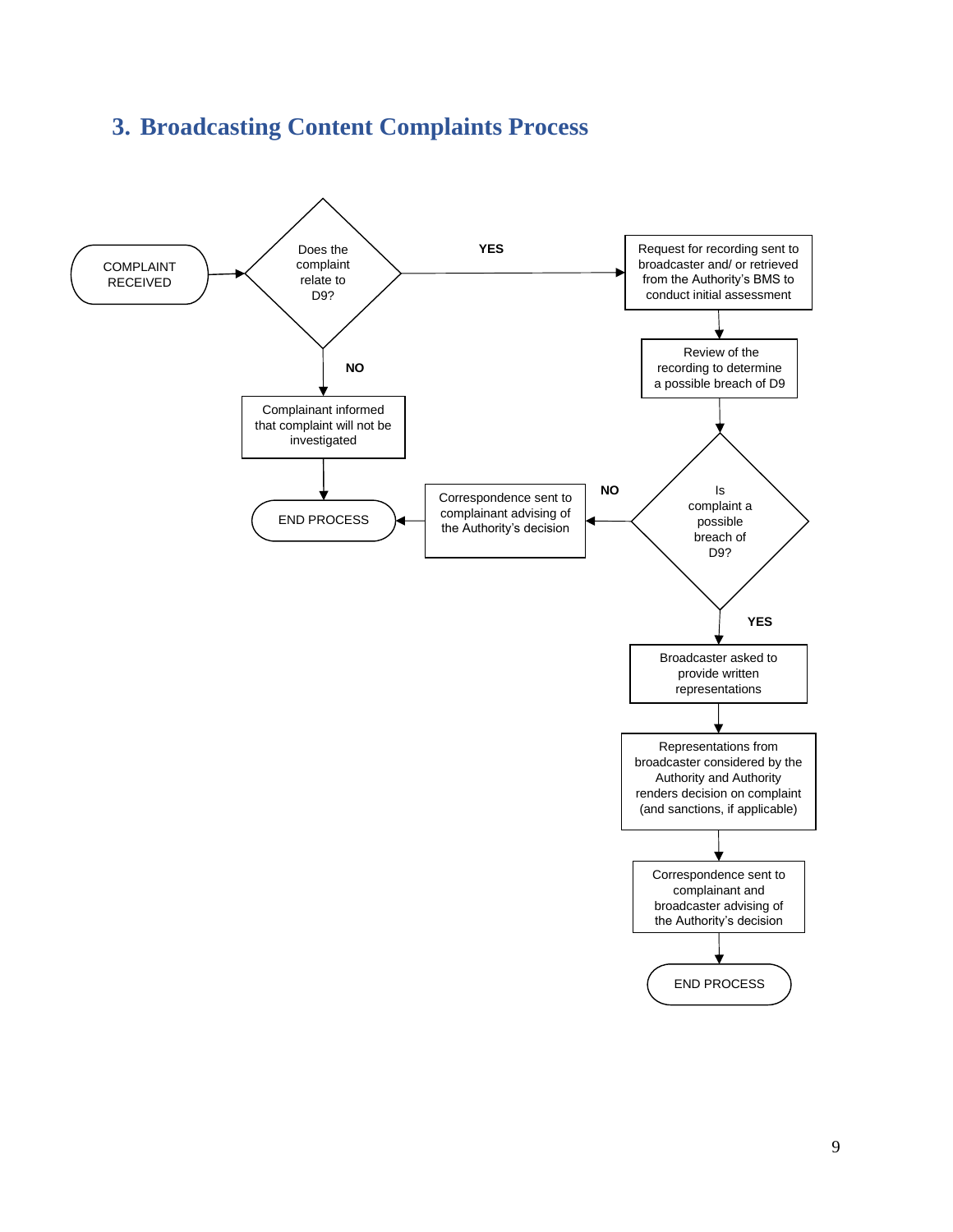## 3. Broadcasting Content Complaints Process

COMPLAINT RECEIVED

Does the complaint relate to D9?

YES

Request for recording sent to broadcaster and/ or retrieved from the Authority's BMS to conduct initial assessment

Review of the recording to determine a possible breach of D9

NO

Complainant informed that complaint will not be investigated

END PROCESS

Correspondence sent to complainant advising of the Authority's decision

NO

Is complaint a possible breach of D9?

YES

Broadcaster asked to provide written representations

Representations from broadcaster considered by the Authority and Authority renders decision on complaint (and sanctions, if applicable)

Correspondence sent to complainant and broadcaster advising of the Authority's decision

END PROCESS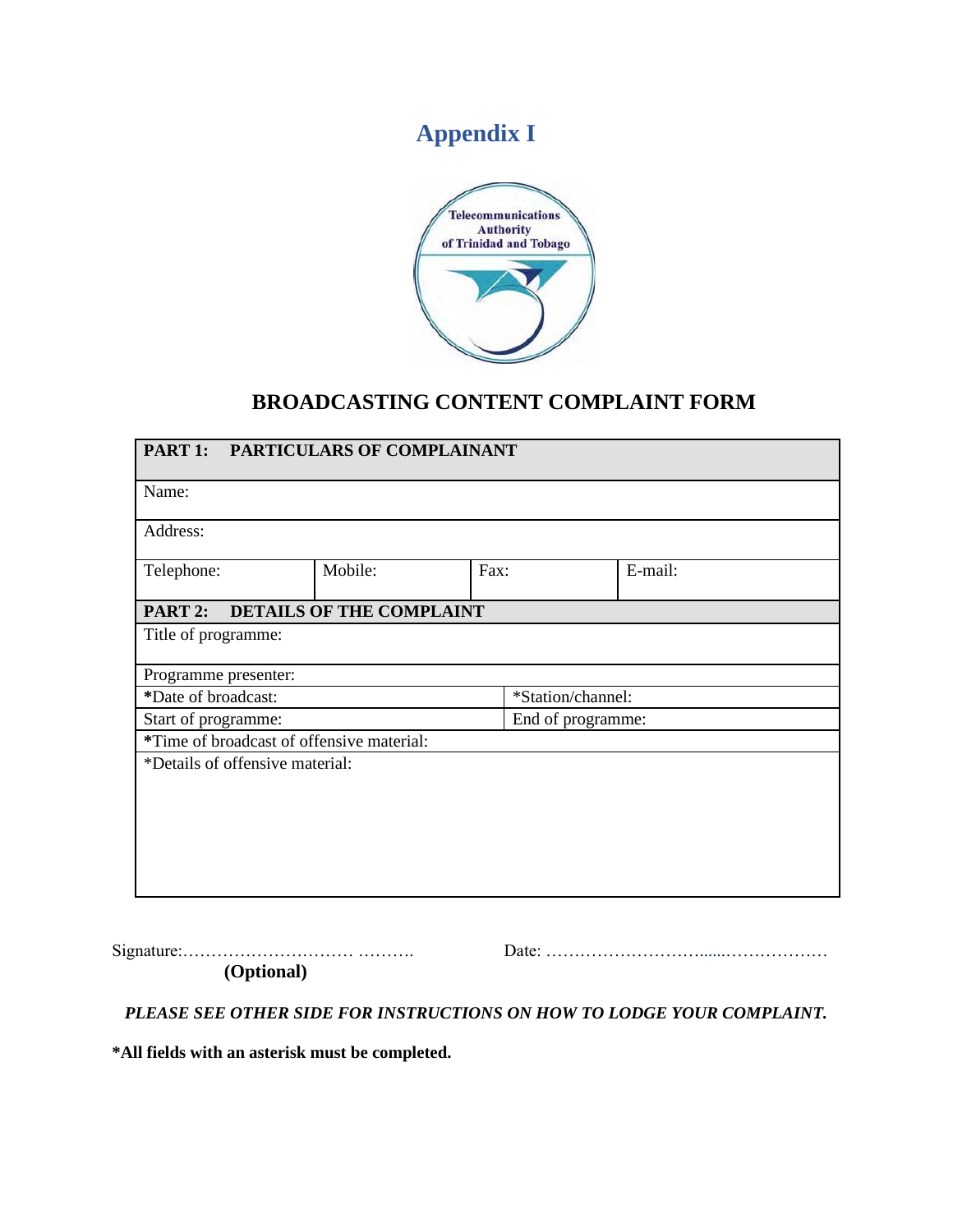# Appendix I

Telecommunications Authority of Trinidad and Tobago

## BROADCASTING CONTENT COMPLAINT FORM

| **PART 1: PARTICULARS OF COMPLAINANT** | | | |
|---|---|---|---|
| Name: | | | |
| Address: | | | |
| Telephone: | Mobile: | Fax: | E-mail: |
| **PART 2: DETAILS OF THE COMPLAINT** | | | |
| Title of programme: | | | |
| Programme presenter: | | | |
| ***Date of broadcast:** | | *Station/channel: | |
| Start of programme: | | End of programme: | |
| ***Time of broadcast of offensive material:** | | | |
| *Details of offensive material: | | | |

Signature:………………………… ……….
**(Optional)**

Date: …………………………......………………

***PLEASE SEE OTHER SIDE FOR INSTRUCTIONS ON HOW TO LODGE YOUR COMPLAINT.***

**\*All fields with an asterisk must be completed.**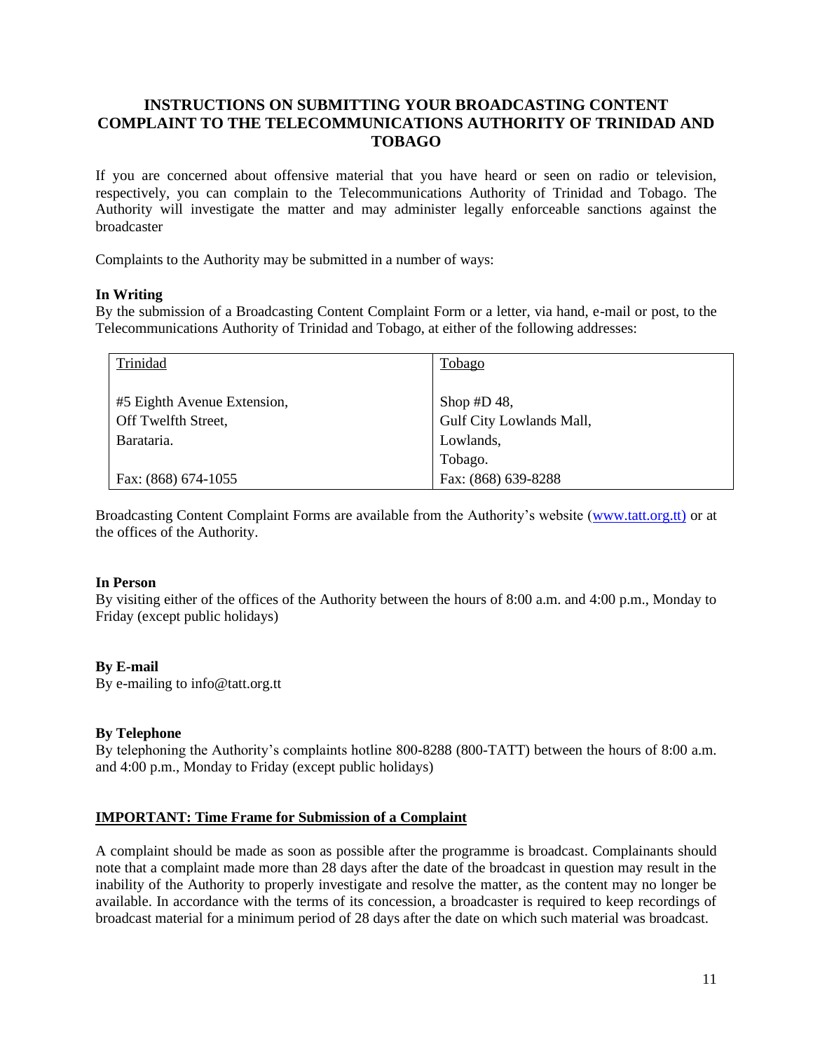## INSTRUCTIONS ON SUBMITTING YOUR BROADCASTING CONTENT COMPLAINT TO THE TELECOMMUNICATIONS AUTHORITY OF TRINIDAD AND TOBAGO

If you are concerned about offensive material that you have heard or seen on radio or television, respectively, you can complain to the Telecommunications Authority of Trinidad and Tobago. The Authority will investigate the matter and may administer legally enforceable sanctions against the broadcaster

Complaints to the Authority may be submitted in a number of ways:

**In Writing**
By the submission of a Broadcasting Content Complaint Form or a letter, via hand, e-mail or post, to the Telecommunications Authority of Trinidad and Tobago, at either of the following addresses:

| Trinidad | Tobago |
|---|---|
| #5 Eighth Avenue Extension,<br>Off Twelfth Street,<br>Barataria. | Shop #D 48,<br>Gulf City Lowlands Mall,<br>Lowlands,<br>Tobago. |
| Fax: (868) 674-1055 | Fax: (868) 639-8288 |

Broadcasting Content Complaint Forms are available from the Authority's website (www.tatt.org.tt) or at the offices of the Authority.

**In Person**
By visiting either of the offices of the Authority between the hours of 8:00 a.m. and 4:00 p.m., Monday to Friday (except public holidays)

**By E-mail**
By e-mailing to info@tatt.org.tt

**By Telephone**
By telephoning the Authority's complaints hotline 800-8288 (800-TATT) between the hours of 8:00 a.m. and 4:00 p.m., Monday to Friday (except public holidays)

**IMPORTANT: Time Frame for Submission of a Complaint**

A complaint should be made as soon as possible after the programme is broadcast. Complainants should note that a complaint made more than 28 days after the date of the broadcast in question may result in the inability of the Authority to properly investigate and resolve the matter, as the content may no longer be available. In accordance with the terms of its concession, a broadcaster is required to keep recordings of broadcast material for a minimum period of 28 days after the date on which such material was broadcast.